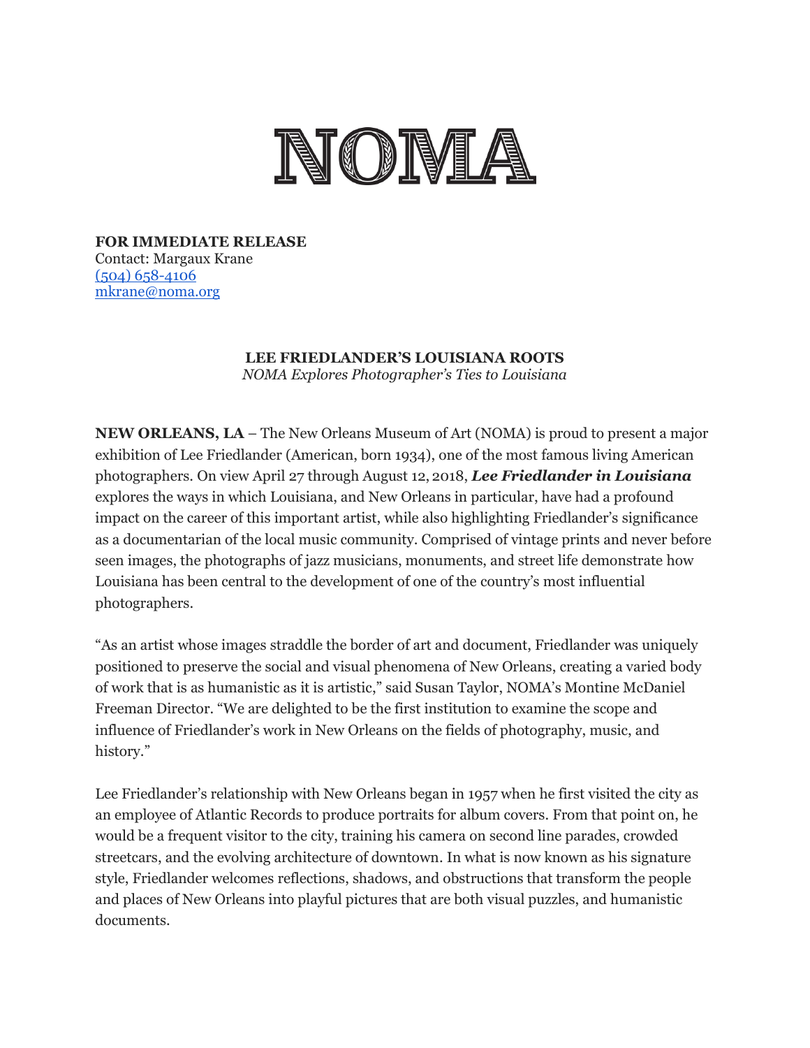# NOMA

**FOR IMMEDIATE RELEASE**
Contact: Margaux Krane
(504) 658-4106
mkrane@noma.org

## LEE FRIEDLANDER'S LOUISIANA ROOTS

*NOMA Explores Photographer's Ties to Louisiana*

**NEW ORLEANS, LA** – The New Orleans Museum of Art (NOMA) is proud to present a major exhibition of Lee Friedlander (American, born 1934), one of the most famous living American photographers. On view April 27 through August 12, 2018, ***Lee Friedlander in Louisiana*** explores the ways in which Louisiana, and New Orleans in particular, have had a profound impact on the career of this important artist, while also highlighting Friedlander's significance as a documentarian of the local music community. Comprised of vintage prints and never before seen images, the photographs of jazz musicians, monuments, and street life demonstrate how Louisiana has been central to the development of one of the country's most influential photographers.

"As an artist whose images straddle the border of art and document, Friedlander was uniquely positioned to preserve the social and visual phenomena of New Orleans, creating a varied body of work that is as humanistic as it is artistic," said Susan Taylor, NOMA's Montine McDaniel Freeman Director. "We are delighted to be the first institution to examine the scope and influence of Friedlander's work in New Orleans on the fields of photography, music, and history."

Lee Friedlander's relationship with New Orleans began in 1957 when he first visited the city as an employee of Atlantic Records to produce portraits for album covers. From that point on, he would be a frequent visitor to the city, training his camera on second line parades, crowded streetcars, and the evolving architecture of downtown. In what is now known as his signature style, Friedlander welcomes reflections, shadows, and obstructions that transform the people and places of New Orleans into playful pictures that are both visual puzzles, and humanistic documents.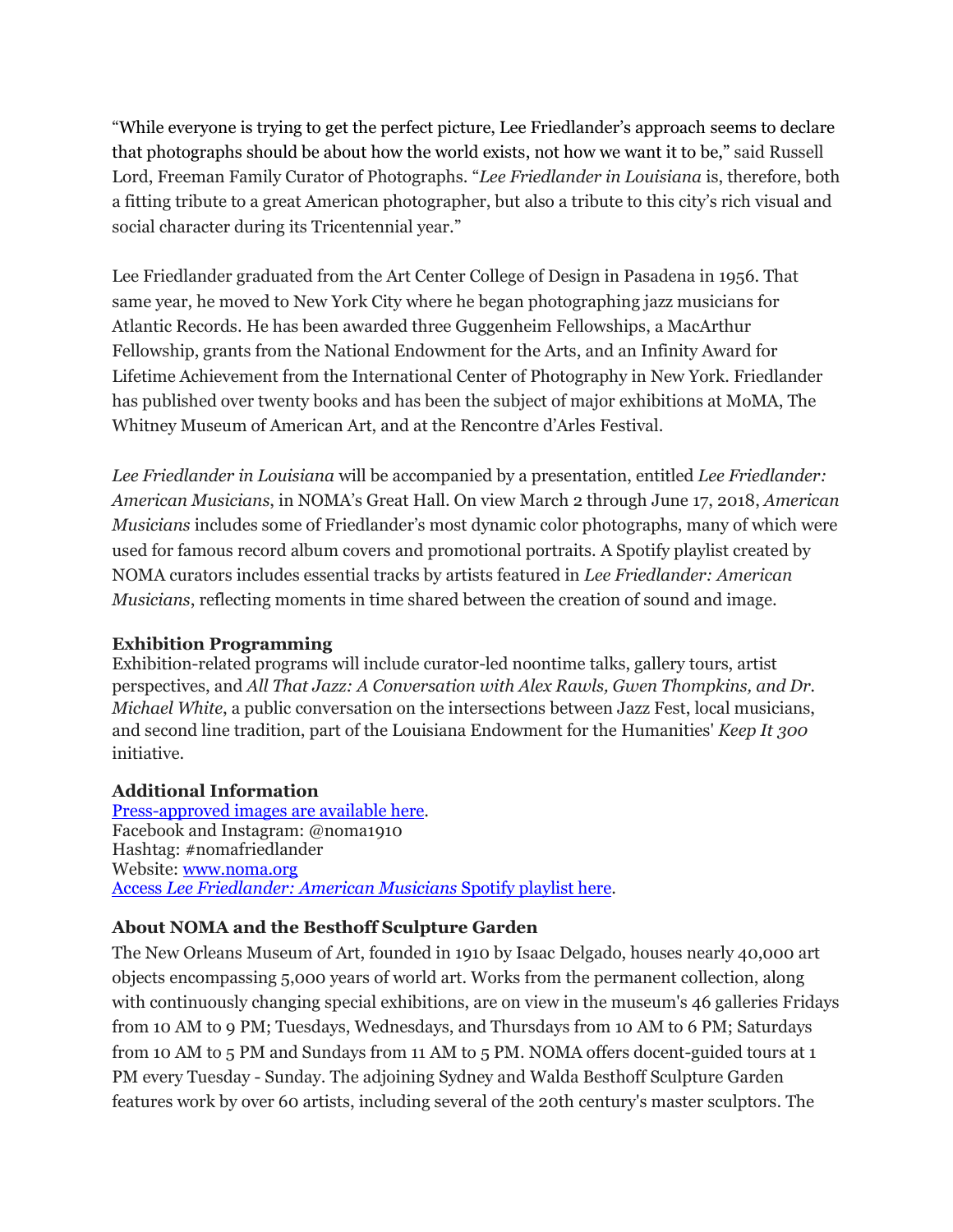"While everyone is trying to get the perfect picture, Lee Friedlander's approach seems to declare that photographs should be about how the world exists, not how we want it to be," said Russell Lord, Freeman Family Curator of Photographs. "*Lee Friedlander in Louisiana* is, therefore, both a fitting tribute to a great American photographer, but also a tribute to this city's rich visual and social character during its Tricentennial year."

Lee Friedlander graduated from the Art Center College of Design in Pasadena in 1956. That same year, he moved to New York City where he began photographing jazz musicians for Atlantic Records. He has been awarded three Guggenheim Fellowships, a MacArthur Fellowship, grants from the National Endowment for the Arts, and an Infinity Award for Lifetime Achievement from the International Center of Photography in New York. Friedlander has published over twenty books and has been the subject of major exhibitions at MoMA, The Whitney Museum of American Art, and at the Rencontre d'Arles Festival.

*Lee Friedlander in Louisiana* will be accompanied by a presentation, entitled *Lee Friedlander: American Musicians*, in NOMA's Great Hall. On view March 2 through June 17, 2018, *American Musicians* includes some of Friedlander's most dynamic color photographs, many of which were used for famous record album covers and promotional portraits. A Spotify playlist created by NOMA curators includes essential tracks by artists featured in *Lee Friedlander: American Musicians*, reflecting moments in time shared between the creation of sound and image.

**Exhibition Programming**

Exhibition-related programs will include curator-led noontime talks, gallery tours, artist perspectives, and *All That Jazz: A Conversation with Alex Rawls, Gwen Thompkins, and Dr. Michael White*, a public conversation on the intersections between Jazz Fest, local musicians, and second line tradition, part of the Louisiana Endowment for the Humanities' *Keep It 300* initiative.

**Additional Information**

Press-approved images are available here.
Facebook and Instagram: @noma1910
Hashtag: #nomafriedlander
Website: www.noma.org
Access *Lee Friedlander: American Musicians* Spotify playlist here.

**About NOMA and the Besthoff Sculpture Garden**

The New Orleans Museum of Art, founded in 1910 by Isaac Delgado, houses nearly 40,000 art objects encompassing 5,000 years of world art. Works from the permanent collection, along with continuously changing special exhibitions, are on view in the museum's 46 galleries Fridays from 10 AM to 9 PM; Tuesdays, Wednesdays, and Thursdays from 10 AM to 6 PM; Saturdays from 10 AM to 5 PM and Sundays from 11 AM to 5 PM. NOMA offers docent-guided tours at 1 PM every Tuesday - Sunday. The adjoining Sydney and Walda Besthoff Sculpture Garden features work by over 60 artists, including several of the 20th century's master sculptors. The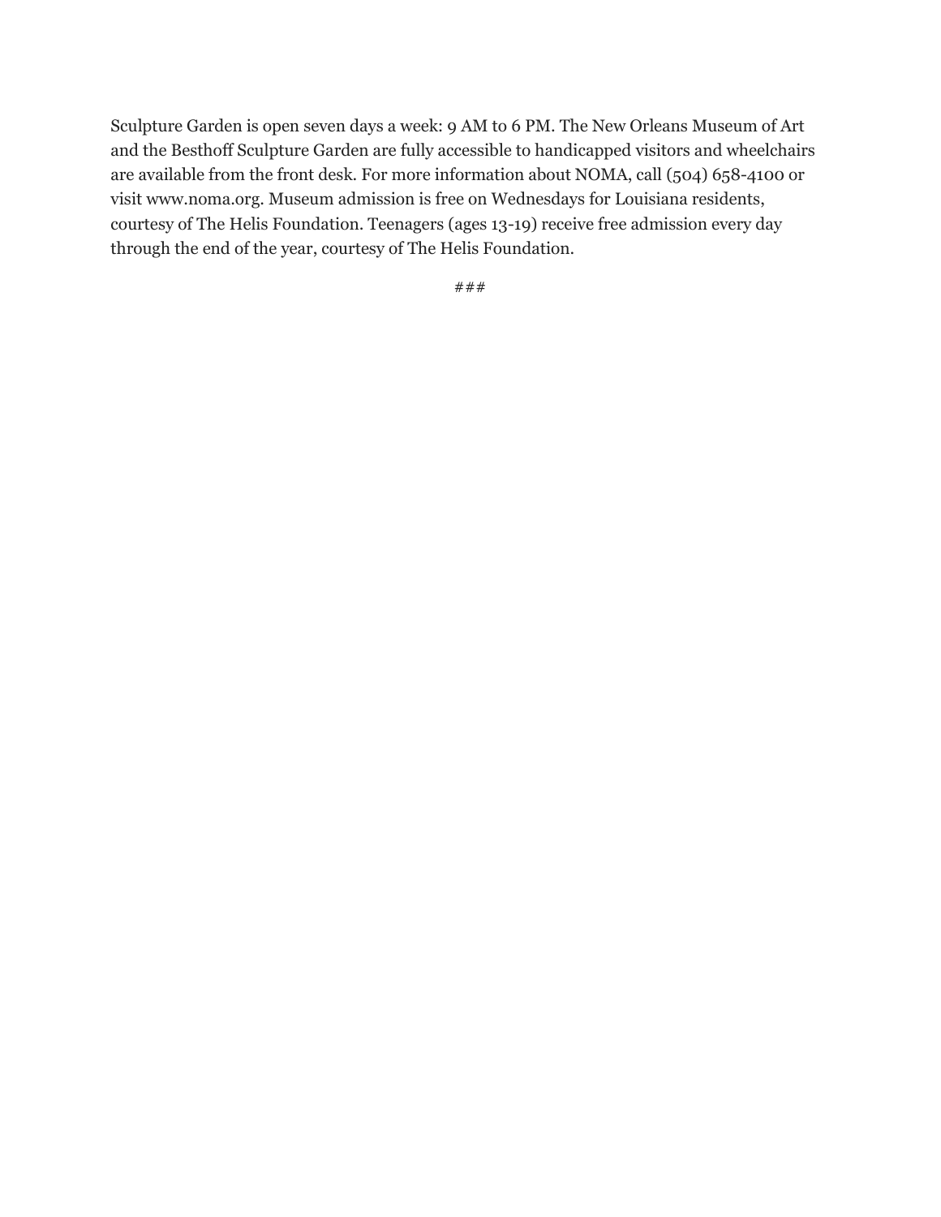Sculpture Garden is open seven days a week: 9 AM to 6 PM. The New Orleans Museum of Art and the Besthoff Sculpture Garden are fully accessible to handicapped visitors and wheelchairs are available from the front desk. For more information about NOMA, call (504) 658-4100 or visit www.noma.org. Museum admission is free on Wednesdays for Louisiana residents, courtesy of The Helis Foundation. Teenagers (ages 13-19) receive free admission every day through the end of the year, courtesy of The Helis Foundation.

###